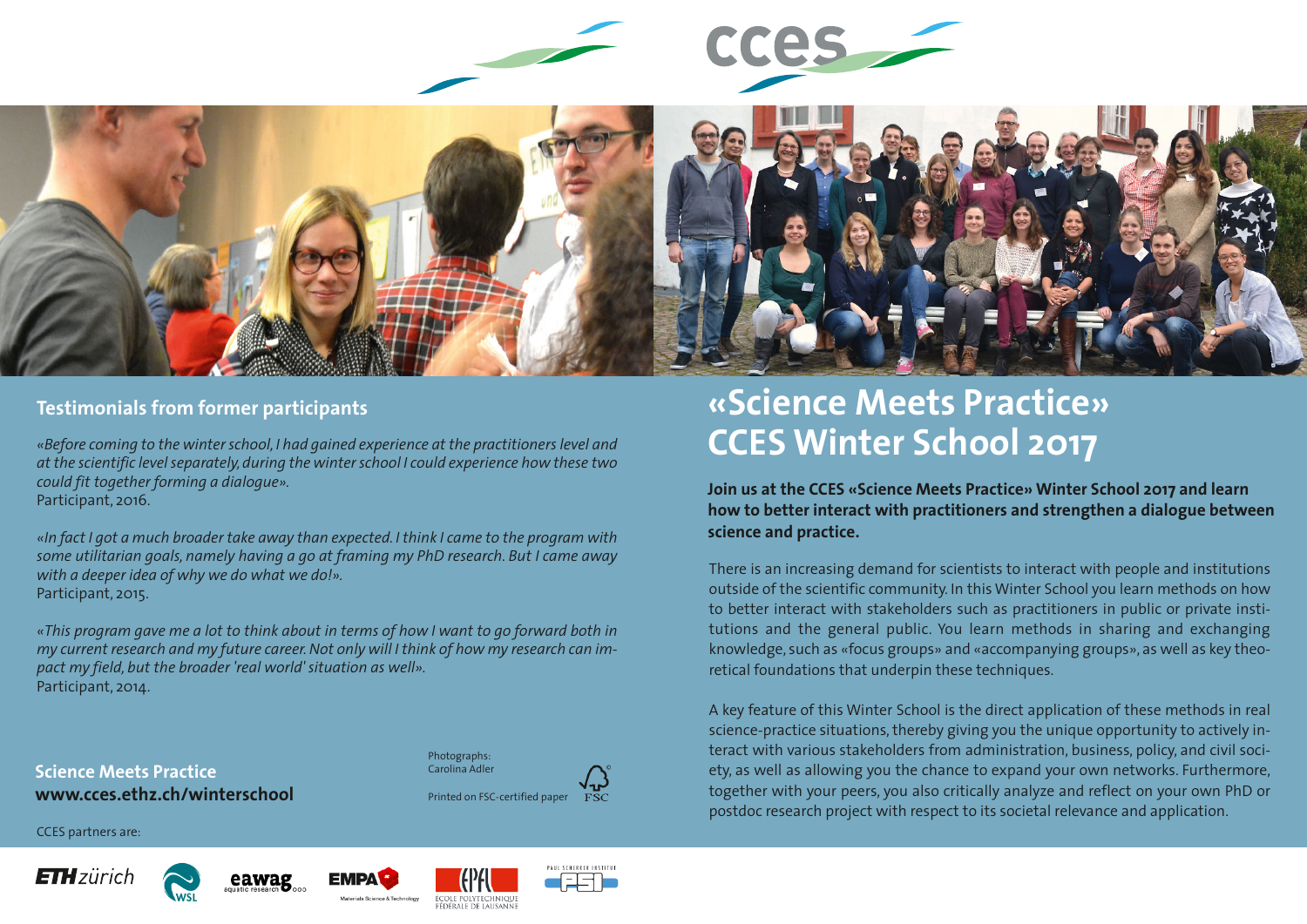cces

# «Science Meets Practice» CCES Winter School 2017

**Join us at the CCES «Science Meets Practice» Winter School 2017 and learn how to better interact with practitioners and strengthen a dialogue between science and practice.**

There is an increasing demand for scientists to interact with people and institutions outside of the scientific community. In this Winter School you learn methods on how to better interact with stakeholders such as practitioners in public or private institutions and the general public. You learn methods in sharing and exchanging knowledge, such as «focus groups» and «accompanying groups», as well as key theoretical foundations that underpin these techniques.

A key feature of this Winter School is the direct application of these methods in real science-practice situations, thereby giving you the unique opportunity to actively interact with various stakeholders from administration, business, policy, and civil society, as well as allowing you the chance to expand your own networks. Furthermore, together with your peers, you also critically analyze and reflect on your own PhD or postdoc research project with respect to its societal relevance and application.

## Testimonials from former participants

*«Before coming to the winter school, I had gained experience at the practitioners level and at the scientific level separately, during the winter school I could experience how these two could fit together forming a dialogue».*
Participant, 2016.

*«In fact I got a much broader take away than expected. I think I came to the program with some utilitarian goals, namely having a go at framing my PhD research. But I came away with a deeper idea of why we do what we do!».*
Participant, 2015.

*«This program gave me a lot to think about in terms of how I want to go forward both in my current research and my future career. Not only will I think of how my research can impact my field, but the broader 'real world' situation as well».*
Participant, 2014.

**Science Meets Practice**
**www.cces.ethz.ch/winterschool**

Photographs: Carolina Adler

Printed on FSC-certified paper

CCES partners are:

ETH zürich · WSL · eawag aquatic research · EMPA Materials Science & Technology · EPFL ECOLE POLYTECHNIQUE FÉDÉRALE DE LAUSANNE · PAUL SCHERRER INSTITUT PSI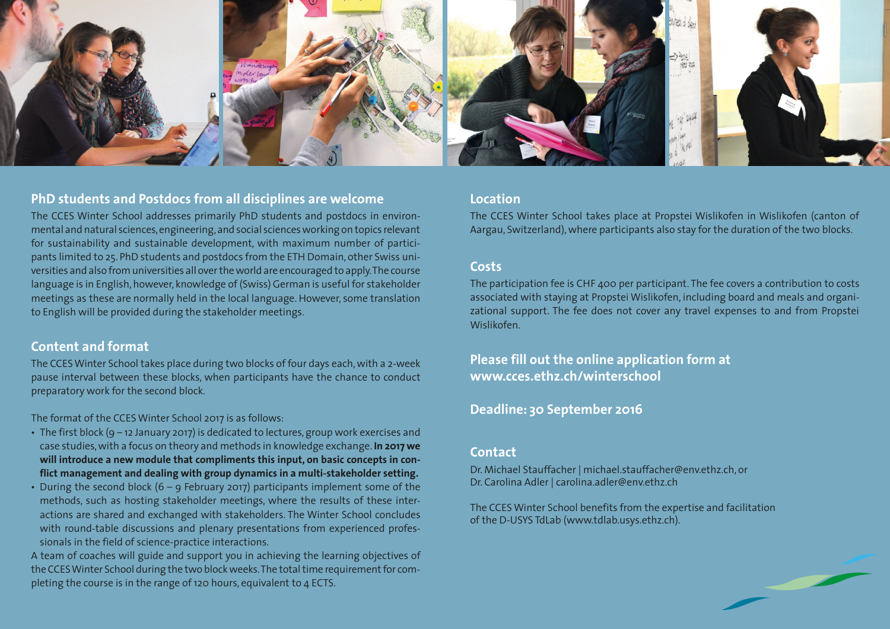## PhD students and Postdocs from all disciplines are welcome

The CCES Winter School addresses primarily PhD students and postdocs in environmental and natural sciences, engineering, and social sciences working on topics relevant for sustainability and sustainable development, with maximum number of participants limited to 25. PhD students and postdocs from the ETH Domain, other Swiss universities and also from universities all over the world are encouraged to apply. The course language is in English, however, knowledge of (Swiss) German is useful for stakeholder meetings as these are normally held in the local language. However, some translation to English will be provided during the stakeholder meetings.

## Content and format

The CCES Winter School takes place during two blocks of four days each, with a 2-week pause interval between these blocks, when participants have the chance to conduct preparatory work for the second block.

The format of the CCES Winter School 2017 is as follows:

- The first block (9 – 12 January 2017) is dedicated to lectures, group work exercises and case studies, with a focus on theory and methods in knowledge exchange. **In 2017 we will introduce a new module that compliments this input, on basic concepts in conflict management and dealing with group dynamics in a multi-stakeholder setting.**
- During the second block (6 – 9 February 2017) participants implement some of the methods, such as hosting stakeholder meetings, where the results of these interactions are shared and exchanged with stakeholders. The Winter School concludes with round-table discussions and plenary presentations from experienced professionals in the field of science-practice interactions.

A team of coaches will guide and support you in achieving the learning objectives of the CCES Winter School during the two block weeks. The total time requirement for completing the course is in the range of 120 hours, equivalent to 4 ECTS.

## Location

The CCES Winter School takes place at Propstei Wislikofen in Wislikofen (canton of Aargau, Switzerland), where participants also stay for the duration of the two blocks.

## Costs

The participation fee is CHF 400 per participant. The fee covers a contribution to costs associated with staying at Propstei Wislikofen, including board and meals and organizational support. The fee does not cover any travel expenses to and from Propstei Wislikofen.

## Please fill out the online application form at www.cces.ethz.ch/winterschool

## Deadline: 30 September 2016

## Contact

Dr. Michael Stauffacher | michael.stauffacher@env.ethz.ch, or
Dr. Carolina Adler | carolina.adler@env.ethz.ch

The CCES Winter School benefits from the expertise and facilitation of the D-USYS TdLab (www.tdlab.usys.ethz.ch).